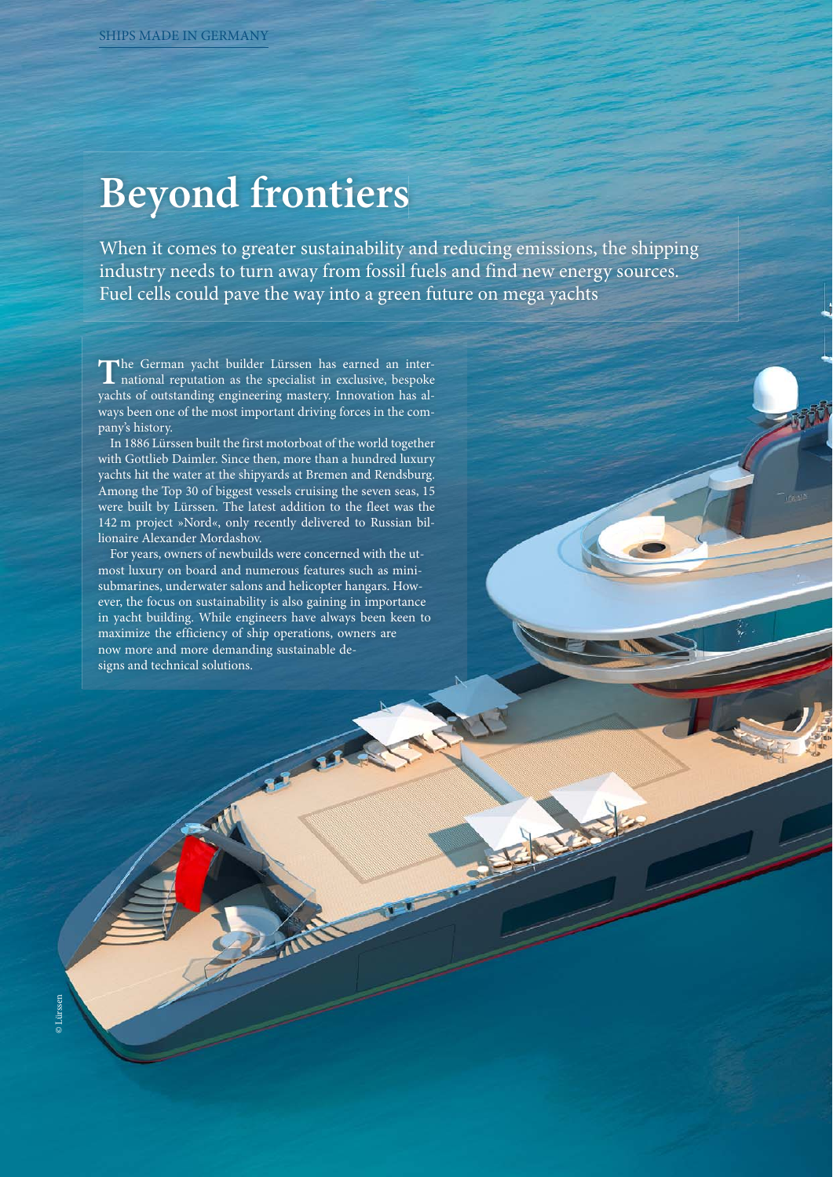# Beyond frontiers

When it comes to greater sustainability and reducing emissions, the shipping industry needs to turn away from fossil fuels and find new energy sources. Fuel cells could pave the way into a green future on mega yachts

The German yacht builder Lürssen has earned an international reputation as the specialist in exclusive, bespoke yachts of outstanding engineering mastery. Innovation has always been one of the most important driving forces in the company's history.

In 1886 Lürssen built the first motorboat of the world together with Gottlieb Daimler. Since then, more than a hundred luxury yachts hit the water at the shipyards at Bremen and Rendsburg. Among the Top 30 of biggest vessels cruising the seven seas, 15 were built by Lürssen. The latest addition to the fleet was the 142 m project »Nord«, only recently delivered to Russian billionaire Alexander Mordashov.

For years, owners of newbuilds were concerned with the utmost luxury on board and numerous features such as mini-submarines, underwater salons and helicopter hangars. However, the focus on sustainability is also gaining in importance in yacht building. While engineers have always been keen to maximize the efficiency of ship operations, owners are now more and more demanding sustainable designs and technical solutions.

© Lürssen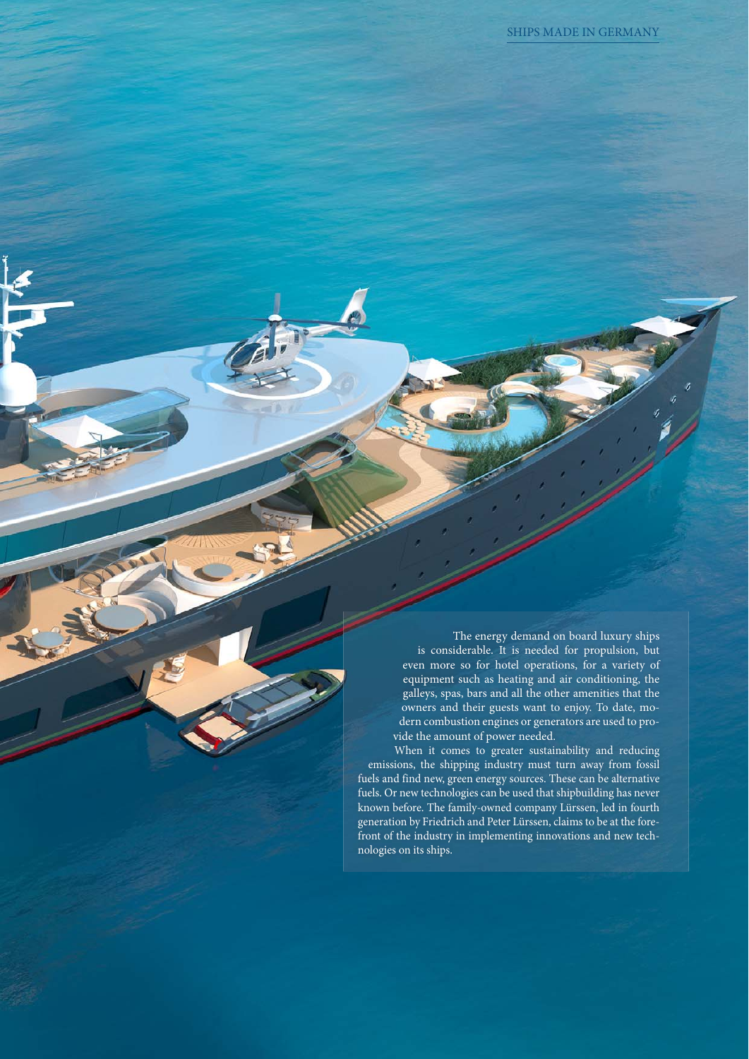The energy demand on board luxury ships is considerable. It is needed for propulsion, but even more so for hotel operations, for a variety of equipment such as heating and air conditioning, the galleys, spas, bars and all the other amenities that the owners and their guests want to enjoy. To date, modern combustion engines or generators are used to provide the amount of power needed.

When it comes to greater sustainability and reducing emissions, the shipping industry must turn away from fossil fuels and find new, green energy sources. These can be alternative fuels. Or new technologies can be used that shipbuilding has never known before. The family-owned company Lürssen, led in fourth generation by Friedrich and Peter Lürssen, claims to be at the forefront of the industry in implementing innovations and new technologies on its ships.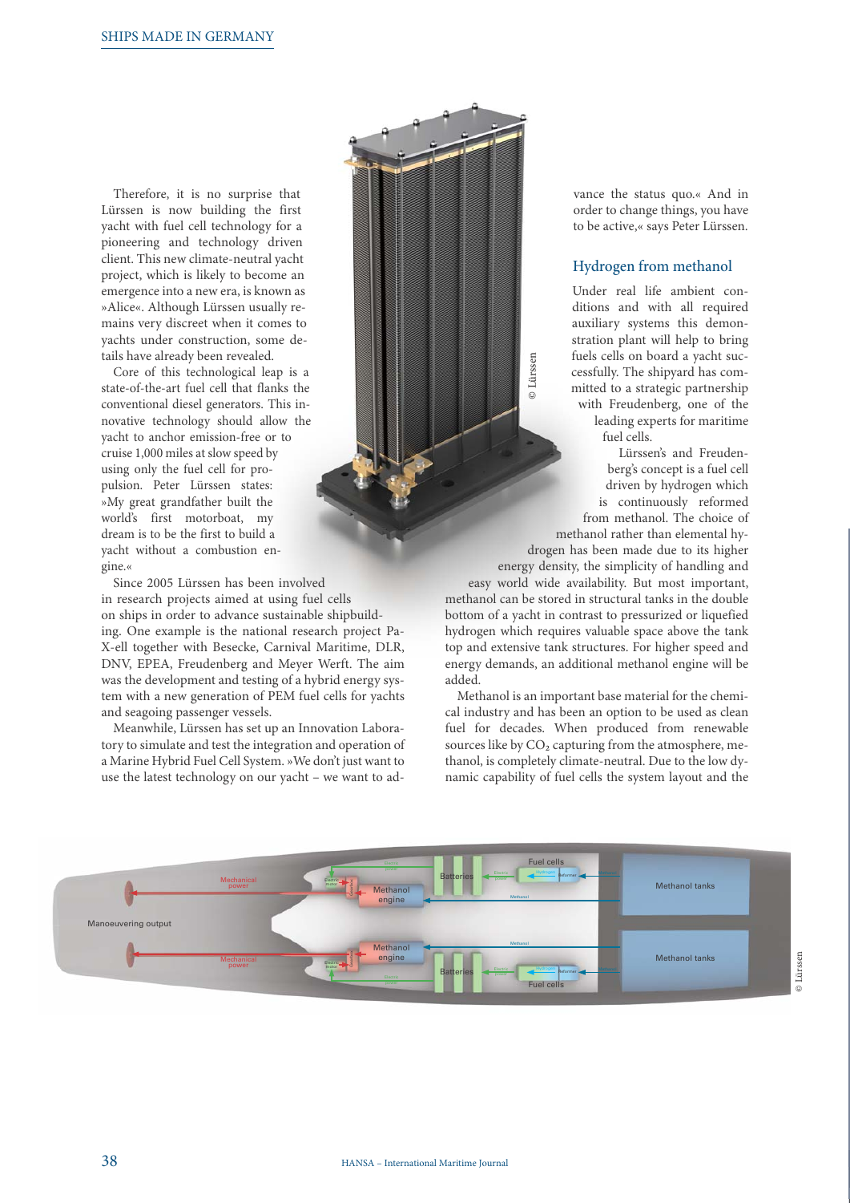Therefore, it is no surprise that Lürssen is now building the first yacht with fuel cell technology for a pioneering and technology driven client. This new climate-neutral yacht project, which is likely to become an emergence into a new era, is known as »Alice«. Although Lürssen usually remains very discreet when it comes to yachts under construction, some details have already been revealed.

Core of this technological leap is a state-of-the-art fuel cell that flanks the conventional diesel generators. This innovative technology should allow the yacht to anchor emission-free or to cruise 1,000 miles at slow speed by using only the fuel cell for propulsion. Peter Lürssen states: »My great grandfather built the world's first motorboat, my dream is to be the first to build a yacht without a combustion engine.«

Since 2005 Lürssen has been involved in research projects aimed at using fuel cells on ships in order to advance sustainable shipbuilding. One example is the national research project Pa-X-ell together with Besecke, Carnival Maritime, DLR, DNV, EPEA, Freudenberg and Meyer Werft. The aim was the development and testing of a hybrid energy system with a new generation of PEM fuel cells for yachts and seagoing passenger vessels.

Meanwhile, Lürssen has set up an Innovation Laboratory to simulate and test the integration and operation of a Marine Hybrid Fuel Cell System. »We don't just want to use the latest technology on our yacht – we want to advance the status quo.« And in order to change things, you have to be active,« says Peter Lürssen.

## Hydrogen from methanol

Under real life ambient conditions and with all required auxiliary systems this demonstration plant will help to bring fuels cells on board a yacht successfully. The shipyard has committed to a strategic partnership with Freudenberg, one of the leading experts for maritime fuel cells.

Lürssen's and Freudenberg's concept is a fuel cell driven by hydrogen which is continuously reformed from methanol. The choice of methanol rather than elemental hydrogen has been made due to its higher energy density, the simplicity of handling and easy world wide availability. But most important, methanol can be stored in structural tanks in the double bottom of a yacht in contrast to pressurized or liquefied hydrogen which requires valuable space above the tank top and extensive tank structures. For higher speed and energy demands, an additional methanol engine will be added.

Methanol is an important base material for the chemical industry and has been an option to be used as clean fuel for decades. When produced from renewable sources like by $CO_2$ capturing from the atmosphere, methanol, is completely climate-neutral. Due to the low dynamic capability of fuel cells the system layout and the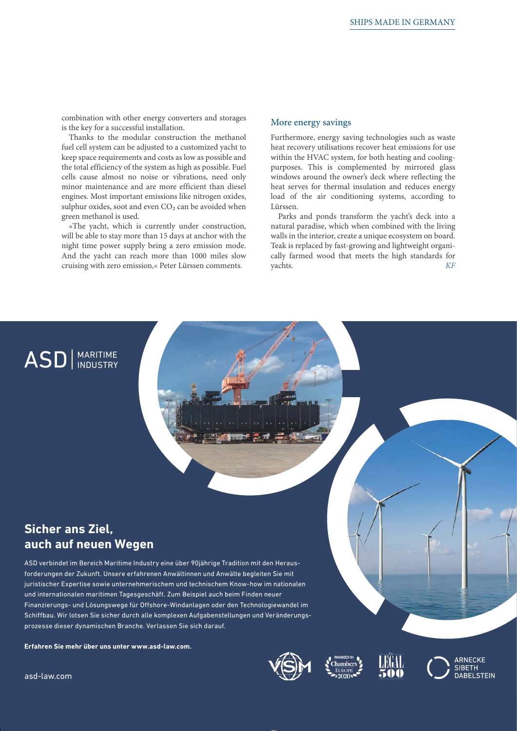combination with other energy converters and storages is the key for a successful installation.

Thanks to the modular construction the methanol fuel cell system can be adjusted to a customized yacht to keep space requirements and costs as low as possible and the total efficiency of the system as high as possible. Fuel cells cause almost no noise or vibrations, need only minor maintenance and are more efficient than diesel engines. Most important emissions like nitrogen oxides, sulphur oxides, soot and even $CO_2$ can be avoided when green methanol is used.

»The yacht, which is currently under construction, will be able to stay more than 15 days at anchor with the night time power supply being a zero emission mode. And the yacht can reach more than 1000 miles slow cruising with zero emission,« Peter Lürssen comments.

## More energy savings

Furthermore, energy saving technologies such as waste heat recovery utilisations recover heat emissions for use within the HVAC system, for both heating and cooling-purposes. This is complemented by mirrored glass windows around the owner's deck where reflecting the heat serves for thermal insulation and reduces energy load of the air conditioning systems, according to Lürssen.

Parks and ponds transform the yacht's deck into a natural paradise, which when combined with the living walls in the interior, create a unique ecosystem on board. Teak is replaced by fast-growing and lightweight organically farmed wood that meets the high standards for yachts. *KF*

ASD | MARITIME INDUSTRY

## Sicher ans Ziel, auch auf neuen Wegen

ASD verbindet im Bereich Maritime Industry eine über 90jährige Tradition mit den Herausforderungen der Zukunft. Unsere erfahrenen Anwältinnen und Anwälte begleiten Sie mit juristischer Expertise sowie unternehmerischem und technischem Know-how im nationalen und internationalen maritimen Tagesgeschäft. Zum Beispiel auch beim Finden neuer Finanzierungs- und Lösungswege für Offshore-Windanlagen oder den Technologiewandel im Schiffbau. Wir lotsen Sie sicher durch alle komplexen Aufgabenstellungen und Veränderungsprozesse dieser dynamischen Branche. Verlassen Sie sich darauf.

**Erfahren Sie mehr über uns unter www.asd-law.com.**

asd-law.com

VSM | RANKED IN Chambers EUROPE 2020 | The LEGAL 500

ARNECKE SIBETH DABELSTEIN